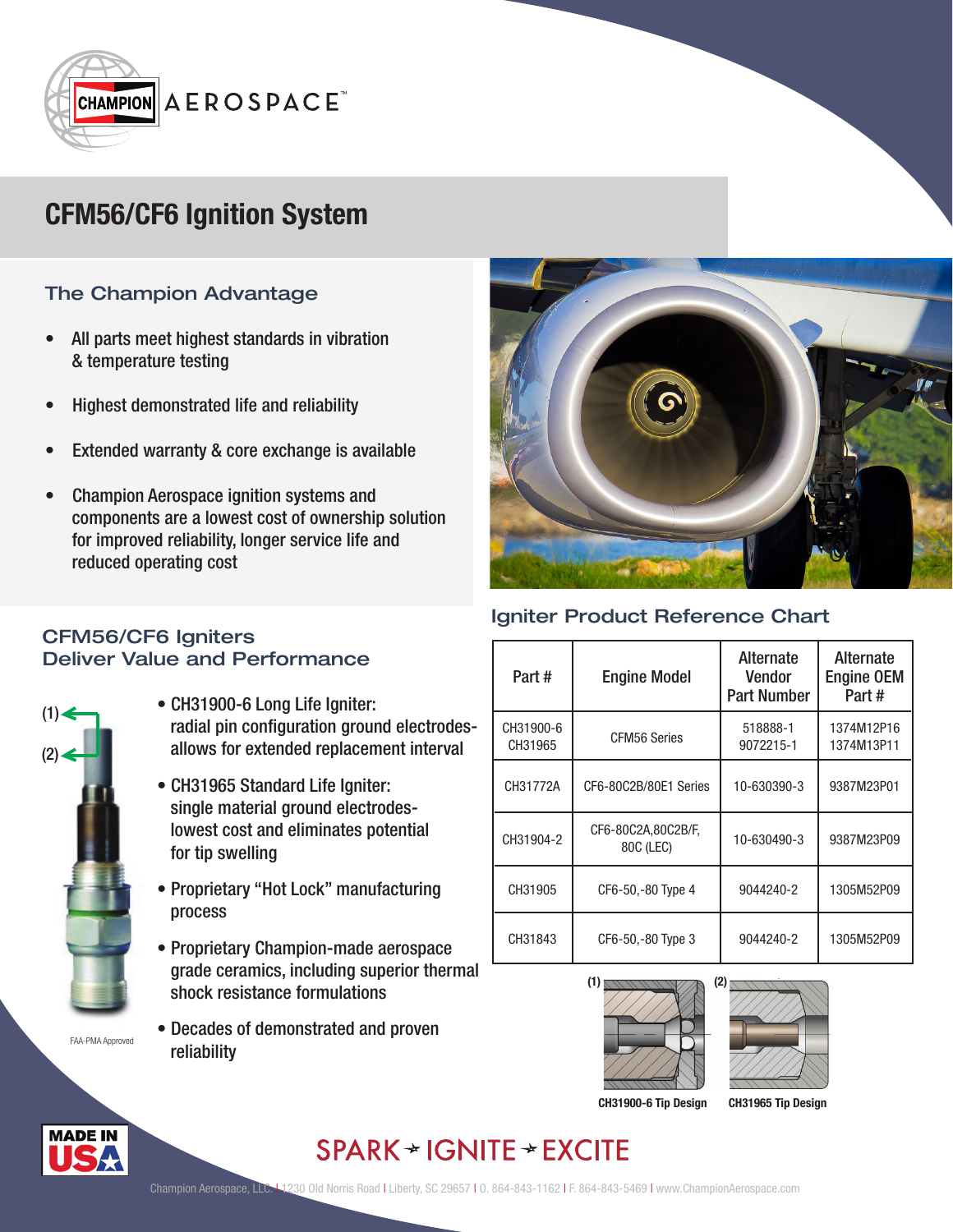CHAMPION AEROSPACE™

# CFM56/CF6 Ignition System

## The Champion Advantage

- All parts meet highest standards in vibration & temperature testing
- Highest demonstrated life and reliability
- Extended warranty & core exchange is available
- Champion Aerospace ignition systems and components are a lowest cost of ownership solution for improved reliability, longer service life and reduced operating cost

## CFM56/CF6 Igniters Deliver Value and Performance

(1)
(2)

FAA-PMA Approved

- CH31900-6 Long Life Igniter: radial pin configuration ground electrodes- allows for extended replacement interval
- CH31965 Standard Life Igniter: single material ground electrodes- lowest cost and eliminates potential for tip swelling
- Proprietary "Hot Lock" manufacturing process
- Proprietary Champion-made aerospace grade ceramics, including superior thermal shock resistance formulations
- Decades of demonstrated and proven reliability

## Igniter Product Reference Chart

| Part # | Engine Model | Alternate Vendor Part Number | Alternate Engine OEM Part # |
|---|---|---|---|
| CH31900-6<br>CH31965 | CFM56 Series | 518888-1<br>9072215-1 | 1374M12P16<br>1374M13P11 |
| CH31772A | CF6-80C2B/80E1 Series | 10-630390-3 | 9387M23P01 |
| CH31904-2 | CF6-80C2A,80C2B/F, 80C (LEC) | 10-630490-3 | 9387M23P09 |
| CH31905 | CF6-50,-80 Type 4 | 9044240-2 | 1305M52P09 |
| CH31843 | CF6-50,-80 Type 3 | 9044240-2 | 1305M52P09 |

(1) CH31900-6 Tip Design

(2) CH31965 Tip Design

MADE IN USA

SPARK ✈ IGNITE ✈ EXCITE

Champion Aerospace, LLC. | 1230 Old Norris Road | Liberty, SC 29657 | O. 864-843-1162 | F. 864-843-5469 | www.ChampionAerospace.com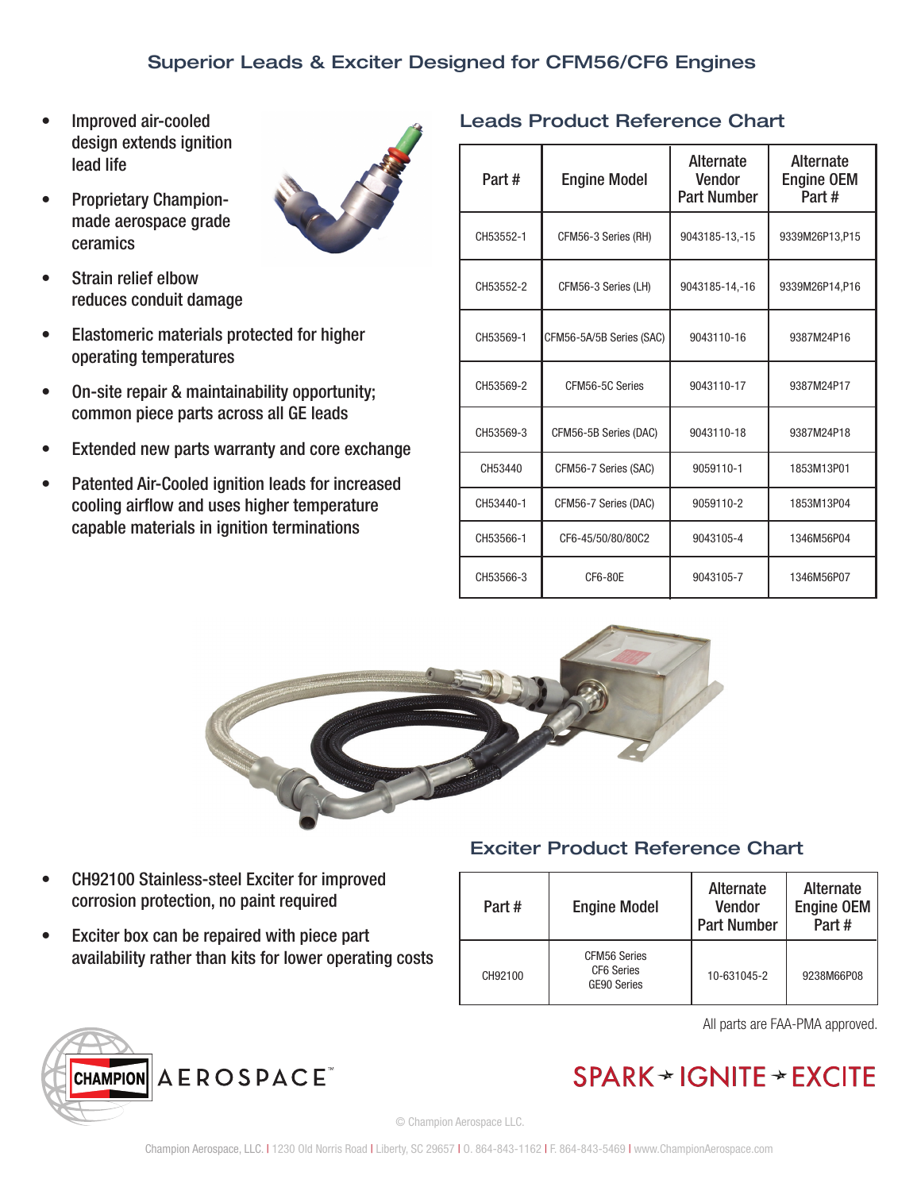## Superior Leads & Exciter Designed for CFM56/CF6 Engines

- Improved air-cooled design extends ignition lead life
- Proprietary Champion-made aerospace grade ceramics
- Strain relief elbow reduces conduit damage
- Elastomeric materials protected for higher operating temperatures
- On-site repair & maintainability opportunity; common piece parts across all GE leads
- Extended new parts warranty and core exchange
- Patented Air-Cooled ignition leads for increased cooling airflow and uses higher temperature capable materials in ignition terminations

### Leads Product Reference Chart

| Part # | Engine Model | Alternate Vendor Part Number | Alternate Engine OEM Part # |
|---|---|---|---|
| CH53552-1 | CFM56-3 Series (RH) | 9043185-13,-15 | 9339M26P13,P15 |
| CH53552-2 | CFM56-3 Series (LH) | 9043185-14,-16 | 9339M26P14,P16 |
| CH53569-1 | CFM56-5A/5B Series (SAC) | 9043110-16 | 9387M24P16 |
| CH53569-2 | CFM56-5C Series | 9043110-17 | 9387M24P17 |
| CH53569-3 | CFM56-5B Series (DAC) | 9043110-18 | 9387M24P18 |
| CH53440 | CFM56-7 Series (SAC) | 9059110-1 | 1853M13P01 |
| CH53440-1 | CFM56-7 Series (DAC) | 9059110-2 | 1853M13P04 |
| CH53566-1 | CF6-45/50/80/80C2 | 9043105-4 | 1346M56P04 |
| CH53566-3 | CF6-80E | 9043105-7 | 1346M56P07 |

- CH92100 Stainless-steel Exciter for improved corrosion protection, no paint required
- Exciter box can be repaired with piece part availability rather than kits for lower operating costs

### Exciter Product Reference Chart

| Part # | Engine Model | Alternate Vendor Part Number | Alternate Engine OEM Part # |
|---|---|---|---|
| CH92100 | CFM56 Series<br>CF6 Series<br>GE90 Series | 10-631045-2 | 9238M66P08 |

All parts are FAA-PMA approved.

CHAMPION AEROSPACE™

SPARK ✈ IGNITE ✈ EXCITE

© Champion Aerospace LLC.

Champion Aerospace, LLC. | 1230 Old Norris Road | Liberty, SC 29657 | O. 864-843-1162 | F. 864-843-5469 | www.ChampionAerospace.com